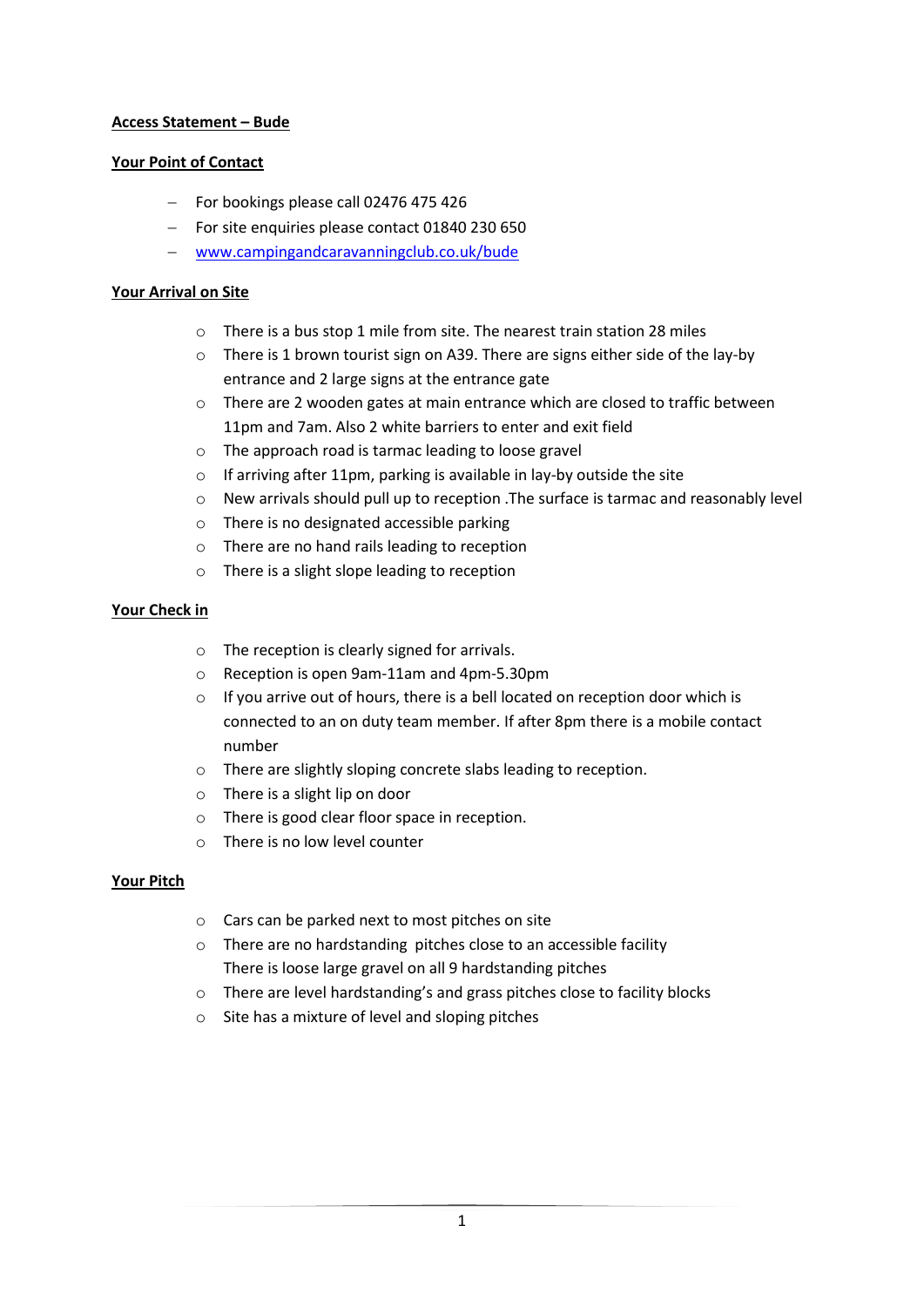**Access Statement – Bude**

**Your Point of Contact**

- For bookings please call 02476 475 426
- For site enquiries please contact 01840 230 650
- [www.campingandcaravanningclub.co.uk/bude](www.campingandcaravanningclub.co.uk/bude)

**Your Arrival on Site**

- There is a bus stop 1 mile from site. The nearest train station 28 miles
- There is 1 brown tourist sign on A39. There are signs either side of the lay-by entrance and 2 large signs at the entrance gate
- There are 2 wooden gates at main entrance which are closed to traffic between 11pm and 7am. Also 2 white barriers to enter and exit field
- The approach road is tarmac leading to loose gravel
- If arriving after 11pm, parking is available in lay-by outside the site
- New arrivals should pull up to reception .The surface is tarmac and reasonably level
- There is no designated accessible parking
- There are no hand rails leading to reception
- There is a slight slope leading to reception

**Your Check in**

- The reception is clearly signed for arrivals.
- Reception is open 9am-11am and 4pm-5.30pm
- If you arrive out of hours, there is a bell located on reception door which is connected to an on duty team member. If after 8pm there is a mobile contact number
- There are slightly sloping concrete slabs leading to reception.
- There is a slight lip on door
- There is good clear floor space in reception.
- There is no low level counter

**Your Pitch**

- Cars can be parked next to most pitches on site
- There are no hardstanding pitches close to an accessible facility
  There is loose large gravel on all 9 hardstanding pitches
- There are level hardstanding's and grass pitches close to facility blocks
- Site has a mixture of level and sloping pitches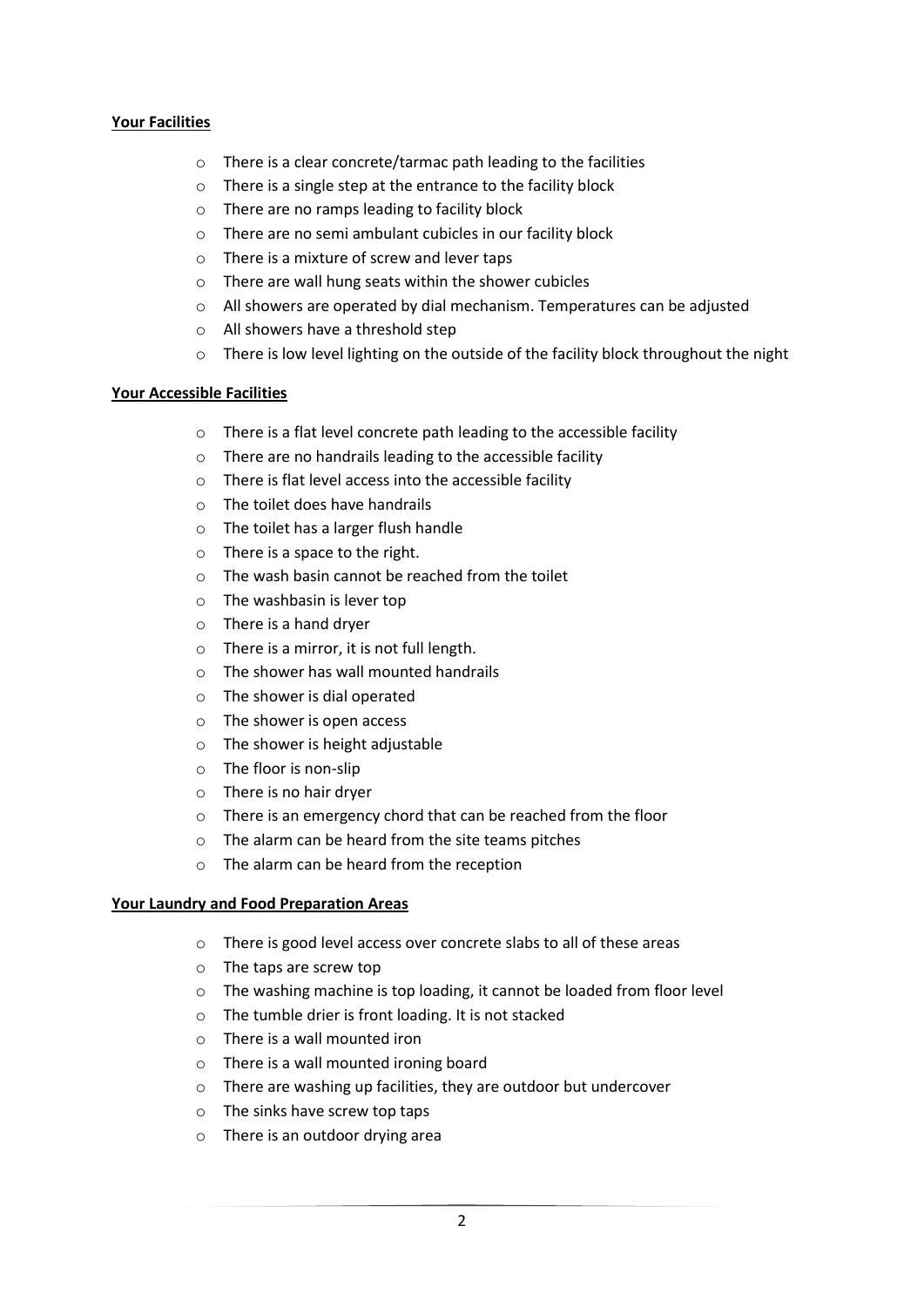**Your Facilities**

- There is a clear concrete/tarmac path leading to the facilities
- There is a single step at the entrance to the facility block
- There are no ramps leading to facility block
- There are no semi ambulant cubicles in our facility block
- There is a mixture of screw and lever taps
- There are wall hung seats within the shower cubicles
- All showers are operated by dial mechanism. Temperatures can be adjusted
- All showers have a threshold step
- There is low level lighting on the outside of the facility block throughout the night

**Your Accessible Facilities**

- There is a flat level concrete path leading to the accessible facility
- There are no handrails leading to the accessible facility
- There is flat level access into the accessible facility
- The toilet does have handrails
- The toilet has a larger flush handle
- There is a space to the right.
- The wash basin cannot be reached from the toilet
- The washbasin is lever top
- There is a hand dryer
- There is a mirror, it is not full length.
- The shower has wall mounted handrails
- The shower is dial operated
- The shower is open access
- The shower is height adjustable
- The floor is non-slip
- There is no hair dryer
- There is an emergency chord that can be reached from the floor
- The alarm can be heard from the site teams pitches
- The alarm can be heard from the reception

**Your Laundry and Food Preparation Areas**

- There is good level access over concrete slabs to all of these areas
- The taps are screw top
- The washing machine is top loading, it cannot be loaded from floor level
- The tumble drier is front loading. It is not stacked
- There is a wall mounted iron
- There is a wall mounted ironing board
- There are washing up facilities, they are outdoor but undercover
- The sinks have screw top taps
- There is an outdoor drying area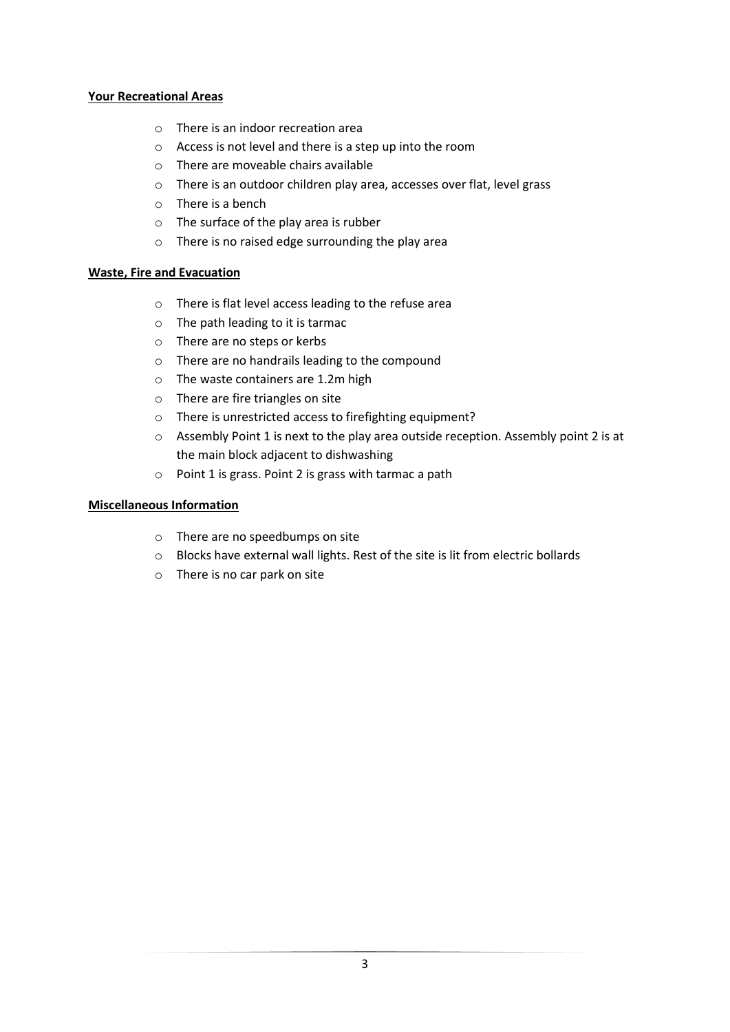**Your Recreational Areas**

- There is an indoor recreation area
- Access is not level and there is a step up into the room
- There are moveable chairs available
- There is an outdoor children play area, accesses over flat, level grass
- There is a bench
- The surface of the play area is rubber
- There is no raised edge surrounding the play area

**Waste, Fire and Evacuation**

- There is flat level access leading to the refuse area
- The path leading to it is tarmac
- There are no steps or kerbs
- There are no handrails leading to the compound
- The waste containers are 1.2m high
- There are fire triangles on site
- There is unrestricted access to firefighting equipment?
- Assembly Point 1 is next to the play area outside reception. Assembly point 2 is at the main block adjacent to dishwashing
- Point 1 is grass. Point 2 is grass with tarmac a path

**Miscellaneous Information**

- There are no speedbumps on site
- Blocks have external wall lights. Rest of the site is lit from electric bollards
- There is no car park on site